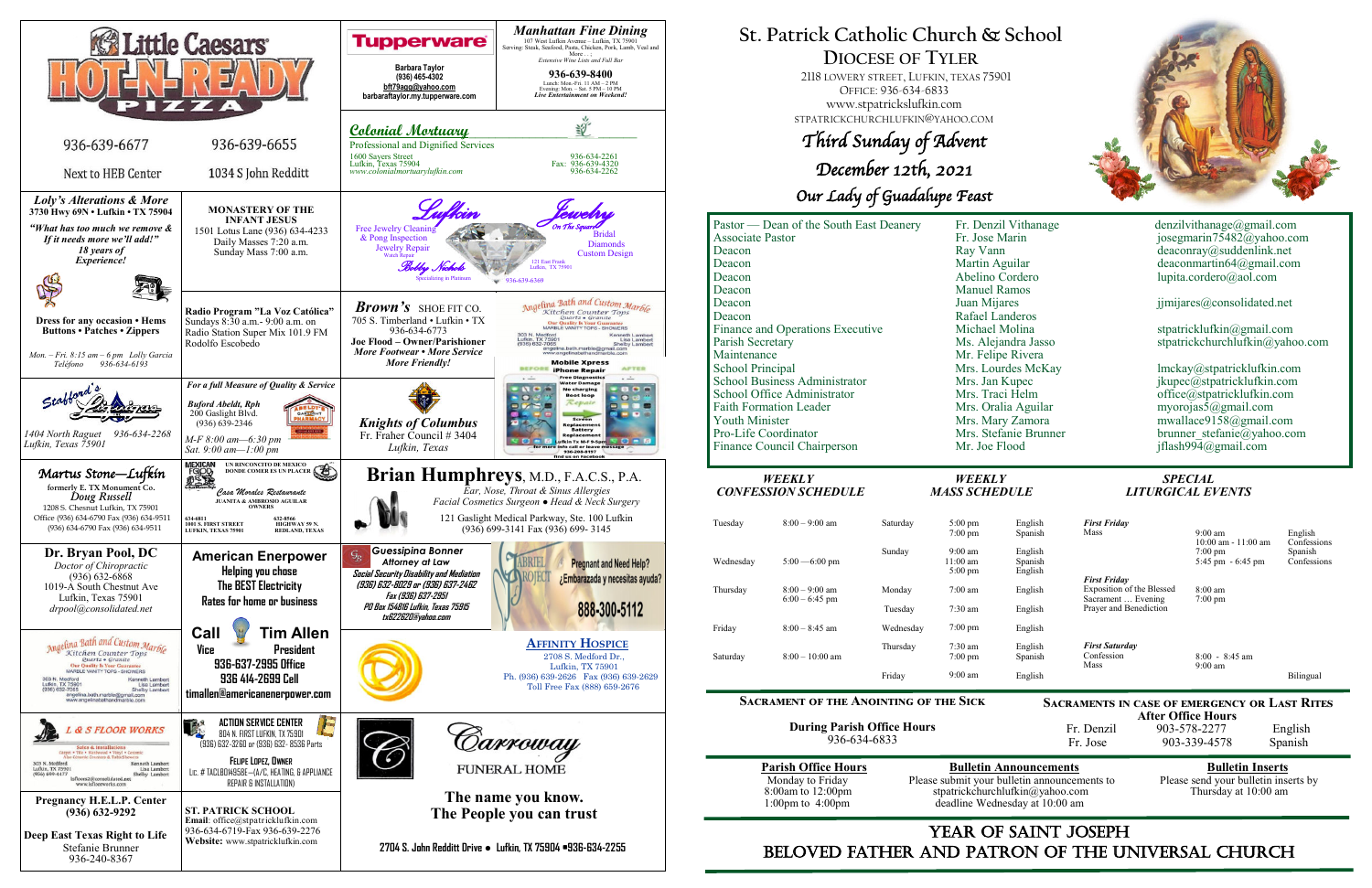# St. Patrick Catholic Church & School

## Diocese of Tyler

2118 Lowery Street, Lufkin, Texas 75901
Office: 936-634-6833
www.stpatryckslufkin.com
stpatrickchurchlufkin@yahoo.com

*Third Sunday of Advent*
*December 12th, 2021*
*Our Lady of Guadalupe Feast*

| | | |
|---|---|---|
| Pastor — Dean of the South East Deanery | Fr. Denzil Vithanage | denzilvithanage@gmail.com |
| Associate Pastor | Fr. Jose Marin | josegmarin75482@yahoo.com |
| Deacon | Ray Vann | deaconray@suddenlink.net |
| Deacon | Martin Aguilar | deaconmartin64@gmail.com |
| Deacon | Abelino Cordero | lupita.cordero@aol.com |
| Deacon | Manuel Ramos | |
| Deacon | Juan Mijares | jjmijares@consolidated.net |
| Deacon | Rafael Landeros | |
| Finance and Operations Executive | Michael Molina | stpatricklufkin@gmail.com |
| Parish Secretary | Ms. Alejandra Jasso | stpatrickchurchlufkin@yahoo.com |
| Maintenance | Mr. Felipe Rivera | |
| School Principal | Mrs. Lourdes McKay | lmckay@stpatricklufkin.com |
| School Business Administrator | Mrs. Jan Kupec | jkupec@stpatricklufkin.com |
| School Office Administrator | Mrs. Traci Helm | office@stpatricklufkin.com |
| Faith Formation Leader | Mrs. Oralia Aguilar | myorojas5@gmail.com |
| Youth Minister | Mrs. Monica Zamora | mwallace9158@gmail.com |
| Pro-Life Coordinator | Mrs. Stefanie Brunner | brunner_stefanie@yahoo.com |
| Finance Council Chairperson | Mr. Joe Flood | jflash994@gmail.com |

### WEEKLY CONFESSION SCHEDULE

| | |
|---|---|
| Tuesday | 8:00 – 9:00 am |
| Wednesday | 5:00 —6:00 pm |
| Thursday | 8:00 – 9:00 am<br>6:00 – 6:45 pm |
| Friday | 8:00 – 8:45 am |
| Saturday | 8:00 – 10:00 am |

### WEEKLY MASS SCHEDULE

| | | |
|---|---|---|
| Saturday | 5:00 pm | English |
| | 7:00 pm | Spanish |
| Sunday | 9:00 am | English |
| | 11:00 am | Spanish |
| | 5:00 pm | English |
| Monday | 7:00 am | English |
| Tuesday | 7:30 am | English |
| Wednesday | 7:00 pm | English |
| Thursday | 7:30 am | English |
| | 7:00 pm | Spanish |
| Friday | 9:00 am | English |

### SPECIAL LITURGICAL EVENTS

| | | |
|---|---|---|
| *First Friday* Mass | 9:00 am | English |
| | 10:00 am - 11:00 am | Confessions |
| | 7:00 pm | Spanish |
| | 5:45 pm - 6:45 pm | Confessions |
| *First Friday* Exposition of the Blessed Sacrament … Evening Prayer and Benediction | 8:00 am<br>7:00 pm | |
| *First Saturday* Confession | 8:00 - 8:45 am | |
| Mass | 9:00 am | Bilingual |

### Sacrament of the Anointing of the Sick

**During Parish Office Hours**
936-634-6833

### Sacraments in case of Emergency or Last Rites

**After Office Hours**

| | | |
|---|---|---|
| Fr. Denzil | 903-578-2277 | English |
| Fr. Jose | 903-339-4578 | Spanish |

**Parish Office Hours**
Monday to Friday
8:00am to 12:00pm
1:00pm to 4:00pm

**Bulletin Announcements**
Please submit your bulletin announcements to stpatrickchurchlufkin@yahoo.com deadline Wednesday at 10:00 am

**Bulletin Inserts**
Please send your bulletin inserts by Thursday at 10:00 am

## YEAR OF SAINT JOSEPH
## BELOVED FATHER AND PATRON OF THE UNIVERSAL CHURCH

---

Little Caesars HOT-N-READY PIZZA
936-639-6677 — Next to HEB Center
936-639-6655 — 1034 S John Redditt

Tupperware — Barbara Taylor (936) 465-4302 bft79agg@yahoo.com barbarataylor.my.tupperware.com

*Manhattan Fine Dining* — 107 West Lufkin Avenue – Lufkin, TX 75901. Serving: Steak, Seafood, Pasta, Chicken, Pork, Lamb, Veal and More . . . Extensive Wine Lists and Full Bar. 936-639-8400. Lunch: Mon.-Fri. 11 AM – 2 PM; Evening: Mon. – Sat. 5 PM – 10 PM. Live Entertainment on Weekend!

*Colonial Mortuary* — Professional and Dignified Services. 1600 Sayers Street, Lufkin, Texas 75904. www.colonialmortuarylufkin.com. 936-634-2261, Fax: 936-639-4320, 936-634-2262

*Loly's Alterations & More* — 3730 Hwy 69N • Lufkin • TX 75904. "What has too much we remove & If it needs more we'll add!" 18 years of Experience! Dress for any occasion • Hems • Buttons • Patches • Zippers. Mon. – Fri. 8:15 am – 6 pm. Lolly Garcia Teléfono 936-634-6193

MONASTERY OF THE INFANT JESUS — 1501 Lotus Lane (936) 634-4233. Daily Masses 7:20 a.m. Sunday Mass 7:00 a.m.

Lufkin Jewelry — Free Jewelry Cleaning & Prong Inspection; Jewelry Repair; Watch Repair; Bridal; Diamonds; Custom Design. Bobby Nichols. On The Square. 121 East Frank, Lufkin, TX 75901. Specializing in Platinum. 936-639-6369

Radio Program "La Voz Católica" — Sundays 8:30 a.m.- 9:00 a.m. on Radio Station Super Mix 101.9 FM. Rodolfo Escobedo

*Brown's* SHOE FIT CO. — 705 S. Timberland • Lufkin • TX. 936-634-6773. Joe Flood – Owner/Parishioner. More Footwear • More Service. More Friendly!

Angelina Bath and Custom Marble — Kitchen Counter Tops; Quartz • Granite. Our Quality Is Your Guarantee. MARBLE VANITY TOPS - SHOWERS. 303 N. Medford, Lufkin, TX 75901, (936) 632-7065. Kenneth Lambert, Lisa Lambert, Shelby Lambert. angelina.bath.marble@gmail.com. www.angelinabathandmarble.com

Stafford's Lufkin Engraving — 1404 North Raguet, Lufkin, Texas 75901. 936-634-2268

*For a full Measure of Quality & Service* — Buford Abeldt, Rph. Abeldt's Gaslight Pharmacy. 200 Gaslight Blvd. (936) 639-2346. M-F 8:00 am—6:30 pm. Sat. 9:00 am—1:00 pm

Knights of Columbus — Fr. Fraher Council # 3404, Lufkin, Texas

Mobile Xpress iPhone Repair — Before / After. Free Diagnostics. Water Damage. No charging. Boot loop. Repair. Screen Replacement. Battery Replacement. Lufkin Tx M-F 9-5pm. No more calls can leave message 936-205-8197. Find us on Facebook

*Martus Stone—Lufkin* — formerly E. TX Monument Co. Doug Russell. 1208 S. Chestnut Lufkin, TX 75901. Office (936) 634-6790 Fax (936) 634-9511. (936) 634-6790 Fax (936) 634-9511

MEXICAN FOOD — UN RINCONCITO DE MEXICO DONDE COMER ES UN PLACER. *Casa Morales Restaurante*. JUANITA & AMBROSIO AGUILAR OWNERS. 634-6811, 1001 S. FIRST STREET, LUFKIN, TEXAS 75901. 632-8566, HIGHWAY 59 N, REDLAND, TEXAS

**Brian Humphreys**, M.D., F.A.C.S., P.A. — Ear, Nose, Throat & Sinus Allergies. Facial Cosmetics Surgeon ● Head & Neck Surgery. 121 Gaslight Medical Parkway, Ste. 100 Lufkin (936) 699-3141 Fax (936) 699- 3145

Dr. Bryan Pool, DC — Doctor of Chiropractic. (936) 632-6868. 1019-A South Chestnut Ave, Lufkin, Texas 75901. drpool@consolidated.net

American Enerpower — Helping you chose The BEST Electricity Rates for home or business. Call Tim Allen, Vice President. 936-637-2995 Office. 936 414-2699 Cell. timallen@americanenerpower.com

Guessipina Bonner — Attorney at Law. Social Security Disability and Mediation. (936) 632-8029 or (936) 637-2462. Fax (936) 637-2951. PO Box 154816 Lufkin, Texas 75915. tx622620@yahoo.com

Gabriel Project — Pregnant and Need Help? ¿Embarazada y necesitas ayuda? 888-300-5112

AFFINITY HOSPICE — 2708 S. Medford Dr., Lufkin, TX 75901. Ph. (936) 639-2626 Fax (936) 639-2629. Toll Free Fax (888) 659-2676

Angelina Bath and Custom Marble — Kitchen Counter Tops; Quartz • Granite. Our Quality Is Your Guarantee. MARBLE VANITY TOPS - SHOWERS. 303 N. Medford, Lufkin, TX 75901, (936) 632-7065. Kenneth Lambert, Lisa Lambert, Shelby Lambert. angelina.bath.marble@gmail.com. www.angelinabathandmarble.com

L & S FLOOR WORKS — Sales & Installations. 303 N. Medford, Lufkin, TX 75901, (936) 699-4477. Kenneth Lambert, Lisa Lambert, Shelby Lambert. www.lsfloorworks.com

ACTION SERVICE CENTER — 804 N. FIRST LUFKIN, TX 75901. (936) 632-3260 or (936) 632- 8536 Parts. FELIPE LOPEZ, OWNER. Lic. # TACLB0049598E—(A/C, HEATING, & APPLIANCE REPAIR & INSTALLATION)

Carroway FUNERAL HOME — The name you know. The People you can trust. 2704 S. John Redditt Drive ● Lufkin, TX 75904 ●936-634-2255

Pregnancy H.E.L.P. Center — (936) 632-9292

Deep East Texas Right to Life — Stefanie Brunner 936-240-8367

ST. PATRICK SCHOOL — Email: office@stpatricklufkin.com. 936-634-6719-Fax 936-639-2276. Website: www.stpatricklufkin.com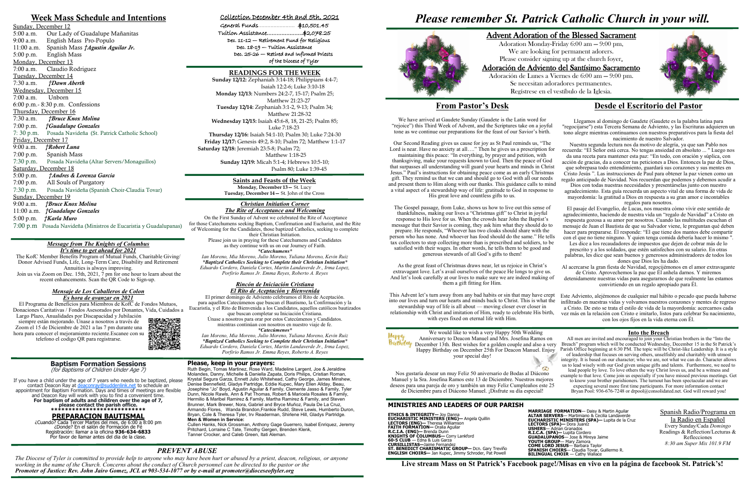## Week Mass Schedule and Intentions

Sunday, December 12
5:00 a.m. Our Lady of Guadalupe Mañanitas
9:00 a.m. English Mass Pro-Populo
11:00 a.m. Spanish Mass *†Agustin Aguilar Jr.*
5:00 p.m. English Mass

Monday, December 13
7:00 a.m. Claudio Rodriguez

Tuesday, December 14
7:30 a.m. *†Dawn Aberth*

Wednesday, December 15
7:00 a.m. Unborn
6:00 p.m.- 8:30 p.m. Confessions

Thursday, December 16
7:30 a.m. *†Bruce Knox Molina*
7:00 p.m. *†Guadalupe Gonzales*
7: 30 p.m. Posada Navideña (St. Patrick Catholic School)

Friday, December 17
9:00 a.m. *†Robert Luna*
7:00 p.m. Spanish Mass
7:30 p.m. Posada Navideña (Altar Servers/Monaguillos)

Saturday, December 18
5:00 p.m. *†Andres & Lorenza Garcia*
7:00 p.m. All Souls of Purgatory
7:30 p.m. Posada Navideña (Spanish Choir-Claudia Tovar)

Sunday, December 19
9:00 a.m. *†Bruce Knox Molina*
11:00 a.m. *†Guadalupe Gonzales*
5:00 p.m. *†Karla Muro*
7:00 p.m Posada Navideña (Ministros de Eucaristia y Guadalupanas)

### *Message from The Knights of Columbus*
### *It's time to get ahead for 2021*

The KofC Member Benefits Program of Mutual Funds, Charitable Giving/ Donor Advised Funds, Life, Long-Term Care, Disability and Retirement Annuities is always improving.
Join us via Zoom on Dec. 15th, 2021, 7 pm for one hour to learn about the recent enhancements. Scan the QR Code to Sign-up.

### *Mensaje de Los Caballeros de Colon*
### *Es hora de avanzar en 2021*

El Programa de Beneficios para Miembros de KofC de Fondos Mutuos, Donaciones Caritativas / Fondos Asesorados por Donantes, Vida, Cuidados a Largo Plazo, Anualidades por Discapacidad y Jubilación siempre están mejorando. Únase a nosotros a través de Zoom el 15 de Diciembre de 2021 a las 7 pm durante una hora para conocer el mejoramiento reciente.Escanee con su telefono el codigo QR para registrarse.

## Baptism Formation Sessions
*(for Baptisms of Children Under Age 7)*

If you have a child under the age of 7 years who needs to be baptized, please contact Deacon Ray at deaconray@suddenlink.net to schedule an appointment for Baptism Formation. Days and times of meetings are flexible and Deacon Ray will work with you to find a convenient time.
**For baptism of adults and children over the age of 7, please contact the parish office.**
**\*\*\*\*\*\*\*\*\*\*\*\*\*\*\*\*\*\*\*\*\*\*\*\*\*\*\*\*\***

## PREPARACION BAUTISMAL

¿Cuando? Cada Tercer Martes del mes, de 6:00 a 8:00 pm
¿Donde? En el salón de Formación de Fé
Registración: llamar a la oficina **936-634-6833**
Por favor de llamar antes del dia de la clase.

### Collection December 4th and 5th, 2021

General Funds........................ $10,501.45
Tuition Assistance......................$2,078.25
Dec. 11-12 — Retirement Fund for Religious
Dec. 18-19 — Tuition Assistance
Dec. 25-26 — Retired and Infirmed Priests of the Diocese of Tyler

## READINGS FOR THE WEEK

**Sunday 12/12:** Zephaniah 3:14-18; Philippians 4:4-7; Isaiah 12:2-6; Luke 3:10-18
**Monday 12/13:** Numbers 24:2-7, 15-17; Psalm 25; Matthew 21:23-27
**Tuesday 12/14:** Zephaniah 3:1-2, 9-13; Psalm 34; Matthew 21:28-32
**Wednesday 12/15:** Isaiah 45:6-8, 18, 21-25; Psalm 85; Luke 7:18-23
**Thursday 12/16:** Isaiah 54:1-10; Psalm 30; Luke 7:24-30
**Friday 12/17:** Genesis 49:2, 8-10; Psalm 72; Matthew 1:1-17
**Saturday 12/18:** Jeremiah 23:5-8; Psalm 72; Matthew 1:18-25
**Sunday 12/19:** Micah 5:1-4; Hebrews 10:5-10; Psalm 80; Luke 1:39-45

### Saints and Feasts of the Week

**Monday, December 13—** St. Lucy
**Tuesday, December 14—** St. John of the Cross

### *Christian Initiation Corner*
### *The Rite of Acceptance and Welcoming*

On the First Sunday of Advent we celebrated the Rite of Acceptance for those Catechumens seeking Baptism, Confirmation and Eucharist, and the Rite of Welcoming for the Candidates, those baptized Catholics, seeking to complete their Christian Initiation.
Please join us in praying for these Catechumens and Candidates as they continue with us on our Journey of Faith.

*\*Catechumens\**
*Ian Moreno, Mia Moreno, Julio Moreno, Yuliana Moreno, Kevin Ruiz*
*\*Baptized Catholics Seeking to Complete their Christian Initiation\**
*Eduardo Cordero, Daniela Cortes, Martin Landaverde Jr., Irma Lopez, Porfirio Ramos Jr. Emma Reyes, Roberto A. Reyes*

### *Rincón de Iniciación Cristiana*
### *El Rito de Aceptación y Bienvenida*

El primer domingo de Adviento celebramos el Rito de Aceptación. para aquellos Catecúmenos que buscan el Bautismo, la Confirmación y la Eucaristía, y el Rito de Bienvenida a los Candidatos, aquellos católicos bautizados que buscan completar su Iniciación Cristiana.
Únase a nosotros para orar por estos Catecúmenos y Candidatos. mientras continúan con nosotros en nuestro viaje de fe.

*\*Catecúmenos\**
*Ian Moreno, Mia Moreno, Julio Moreno, Yuliana Moreno, Kevin Ruiz*
*\*Baptized Catholics Seeking to Complete their Christian Initiation\**
*Eduardo Cordero, Daniela Cortes, Martin Landaverde Jr., Irma Lopez, Porfirio Ramos Jr. Emma Reyes, Roberto A. Reyes*

### Please, keep in your prayers:

Ruth Begin, Tomas Martinez, Rose Ward, Madeline Largent, Joe & Jeraldine Molandes, Danny, Michelle & Daniella Zapata, Doris Philips, Cristian Roman, Krystal Segura Garza, Ennett Julio Whitehead, Cathy George, James Minshew, Denise Bernefield, Gladys Partridge, Eddie Kuper, Mary Ellen Allday, Beau, Josephine "Jo" Boyd, Agustin Aguilar & Family, Clemente Jasso & Family, Tyler Dunn, Nicole Rawls, Ann & Pat Thomas, Robert & Maricela Rosales & Family, Hermilio & Maribel Ramirez & Family, Martha Ramirez & Family, and Steven Brunner, Mark Brewer, Nora, Gabriel and Bryce Muñoz, Paula De La Cruz, Armando Flores, Wanda Brandon,Frankie Rudd, Steve Lewis, Humberto Duron, Bryan, Cole & Theresa Tyler, Irv Readerman, Shirlene Hill, Gladys Partridge.
**Men & Women in Service:**
Cullen Hanks, Nick Grossman, Anthony Gage Guerrero, Isabel Enriquez, Jeremy Pritchard, Lorraine C Tate, Timothy Gergen, Brenden Klenk, Tanner Crocker, and Caleb Green, Itati Aleman.

## *PREVENT ABUSE*

*The Diocese of Tyler is committed to provide help to anyone who may have been hurt or abused by a priest, deacon, religious, or anyone working in the name of the Church. Concerns about the conduct of Church personnel can be directed to the pastor or the* ***Promoter of Justice: Rev. John Jairo Gomez, JCL at 903-534-1077 or by e-mail at promoter@dioceseoftyler.org***

# *Please remember St. Patrick Catholic Church in your will.*

## Advent Adoration of the Blessed Sacrament

Adoration Monday-Friday 6:00 am — 9:00 pm,
We are looking for permanent adorers.
Please consider signing up at the church foyer.

## Adoración de Adviento del Santísimo Sacramento

Adoración de Lunes a Viernes de 6:00 am — 9:00 pm.
Se necesitan adoradores permanentes.
Regístrese en el vestíbulo de la Iglesia.

## From Pastor's Desk

We have arrived at Gaudete Sunday (Gaudete is the Latin word for "rejoice") this Third Week of Advent, and the Scriptures take on a joyful tone as we continue our preparations for the feast of our Savior's birth.

Our Second Reading gives us cause for joy as St Paul reminds us, "The Lord is near. Have no anxiety at all…." Then he gives us a prescription for maintaining this peace: "In everything, by prayer and petition, with thanksgiving, make your requests known to God. Then the peace of God that surpasses all understanding will guard your hearts and minds in Christ Jesus." Paul's instructions for obtaining peace come as an early Christmas gift. They remind us that we can and should go to God with all our needs and present them to Him along with our thanks. This guidance calls to mind a vital aspect of a stewardship way of life: gratitude to God in response to His great love and countless gifts to us.

The Gospel passage, from Luke, shows us how to live out this sense of thankfulness, making our lives a "Christmas gift" to Christ in joyful response to His love for us. When the crowds hear John the Baptist's message that their Savior is coming, they ask him what they should do to prepare. He responds, "Whoever has two cloaks should share with the person who has none. And whoever has food should do the same." He tells tax collectors to stop collecting more than is prescribed and soldiers, to be satisfied with their wages. In other words, he tells them to be good and generous stewards of all God's gifts to them!

As the great feast of Christmas draws near, let us rejoice in Christ's extravagant love. Let's avail ourselves of the peace He longs to give us. And let's look carefully at our lives to make sure we are indeed making of them a gift fitting for Him.

This Advent let's turn away from any bad habits or sin that may have crept into our lives and turn our hearts and minds back to Christ. This is what the stewardship way of life is all about — moving closer ever closer in relationship with Christ and imitation of Him, ready to celebrate His birth, with eyes fixed on eternal life with Him.

## Desde el Escritorio del Pastor

Llegamos al domingo de Gaudete (Gaudete es la palabra latina para "regocijarse") esta Tercera Semana de Adviento, y las Escrituras adquieren un tono alegre mientras continuamos con nuestros preparativos para la fiesta del nacimiento de nuestro Salvador.

Nuestra segunda lectura nos da motivo de alegría, ya que san Pablo nos recuerda: "El Señor está cerca. No tengas ansiedad en absoluto ... " Luego nos da una receta para mantener esta paz: "En todo, con oración y súplica, con acción de gracias, da a conocer tus peticiones a Dios. Entonces la paz de Dios, que sobrepasa todo entendimiento, guardará sus corazones y sus mentes en Cristo Jesús ". Las instrucciones de Paul para obtener la paz vienen como un regalo anticipado de Navidad. Nos recuerdan que podemos y debemos acudir a Dios con todas nuestras necesidades y presentárselas junto con nuestro agradecimiento. Esta guía recuerda un aspecto vital de una forma de vida de mayordomía: la gratitud a Dios en respuesta a su gran amor e incontables regalos para nosotros.

El pasaje del Evangelio, de Lucas, nos muestra cómo vivir este sentido de agradecimiento, haciendo de nuestra vida un "regalo de Navidad" a Cristo en respuesta gozosa a su amor por nosotros. Cuando las multitudes escuchan el mensaje de Juan el Bautista de que su Salvador viene, le preguntan qué deben hacer para prepararse. Él responde: "El que tiene dos mantos debe compartir con el que no tiene ninguno. Y quien tenga comida debería hacer lo mismo ". Les dice a los recaudadores de impuestos que dejen de cobrar más de lo prescrito y a los soldados, que estén satisfechos con su salario. En otras palabras, les dice que sean buenos y generosos administradores de todos los dones que Dios les ha dado.

Al acercarse la gran fiesta de Navidad, regocijémonos en el amor extravagante de Cristo. Aprovechemos la paz que Él anhela darnos. Y miremos detenidamente nuestras vidas para asegurarnos de que realmente las estamos convirtiendo en un regalo apropiado para Él.

Este Adviento, alejémonos de cualquier mal hábito o pecado que pueda haberse infiltrado en nuestras vidas y volvamos nuestros corazones y mentes de regreso a Cristo. De esto se trata el estilo de vida de la mayordomía: acercarnos cada vez más en la relación con Cristo e imitarlo, listos para celebrar Su nacimiento, con los ojos fijos en la vida eterna con Él.

Happy Birthday

We would like to wish a very Happy 50th Wedding Anniversary to Deacon Manuel and Mrs. Josefina Ramos on December 13th. Best wishes for a golden couple and also a very Happy Birthday on December 25th For Deacon Manuel. Enjoy your special day!

Nos gustaría desear un muy Feliz 50 aniversario de Bodas al Diácono Manuel y la Sra. Josefina Ramos este 13 de Diciembre. Nuestros mejores deseos para una pareja de oro y también un muy Feliz Cumpleaños este 25 de Diciembre para el Diácono Manuel. ¡Disfrute su día especial!

### Into the Breach

All men are invited and encouraged to join your Christian brothers in the "Into the Breach" program which will be conducted Wednesday, December 15 in the St Patrick's Parish Office beginning at 6:30 PM. The topic will be Christ-like Leadership. It is a style of leadership that focuses on serving others, unselfishly and authentically with utmost integrity. It is based on our character; who we are, not what we can do. Character allows us to lead wisely with our God given unique gifts and talents. Furthermore, we need to lead people by love. To love others the way Christ loves us, and be a witness and example to that love. Come join us especially if you have missed previous meetings. Get to know your brother parishioners. The turnout has been spectacular and we are expecting several more first time participants. For more information contact Bryan Pool: 936-676-7248 or drpool@consolidated.net. God will reward you!

## MINISTRIES AND LEADERS OF OUR PARISH

**ETHICS & INTEGRITY—** Joy Danna
**EUCHARISTIC MINISTERS (ENG)—** Angela Quillin
**LECTORS (ENG)—** Theresa Williamson
**FAITH FORMATION—** Oralia Aguilar
**R.C.I.A. (ENG)—** Brenda Dunn
**KNIGHTS OF COLUMBUS—** Corry Lankford
**60-5 CLUB** — Edna & Luis Garza
**CURSILLISTAS—**Jaime Fernandez
**ST. BENEDICT CHARISMATIC GROUP—** Dcn. Gary Treviño
**ENGLISH CHOIRS—** Jan Kupec, Jimmy Schroder, Pat Powell
**MARRIAGE FORMATION**— Daisy & Martin Aguilar
**ALTAR SERVERS**— Martimiano & Cecilia Landaverde
**EUCHARISTIC MINISTERS (SPA)—** Lupita de la Cruz
**LECTORS (SPA)—** Dora Juarez
**USHERS**— Adrian Granados
**R.C.I.A. (SPA)—** Lupita Cordero
**GUADALUPANOS**— Jose & Mireya Jaime
**YOUTH GROUP**— Mary Zamora
**COME LORD JESUS**— Barbara Taylor
**SPANISH CHOIRS**— Claudia Tovar, Guillermo R.
**BILINGUAL CHOIR** — Cathy Wallace

### Spanish Radio/Programa en la Radio en Español

Every Sunday/Cada *Domingo*
Readings & Reflection/Lecturas & Reflecciones
*8:30 am Super Mix 101.9 FM*

**Live stream Mass on St Patrick's Facebook page!/Misas en vivo en la página de facebook St. Patrick's!**